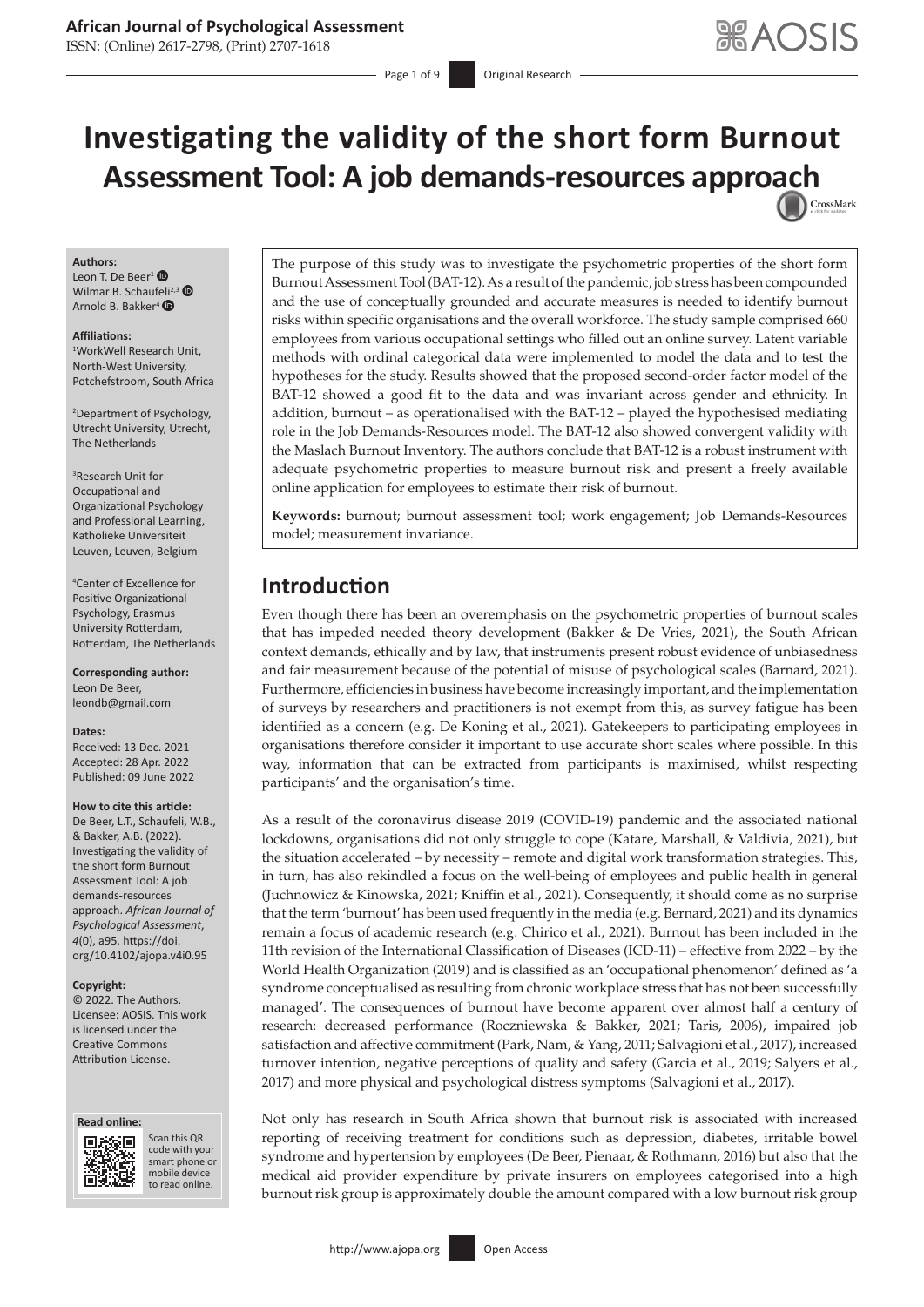# Investigating the validity of the short form Burnout Assessment Tool: A job demands-resources approach

**Authors:**
Leon T. De Beer[1]
Wilmar B. Schaufeli[2,3]
Arnold B. Bakker[4]

**Affiliations:**
[1]WorkWell Research Unit, North-West University, Potchefstroom, South Africa

[2]Department of Psychology, Utrecht University, Utrecht, The Netherlands

[3]Research Unit for Occupational and Organizational Psychology and Professional Learning, Katholieke Universiteit Leuven, Leuven, Belgium

[4]Center of Excellence for Positive Organizational Psychology, Erasmus University Rotterdam, Rotterdam, The Netherlands

**Corresponding author:**
Leon De Beer,
leondb@gmail.com

**Dates:**
Received: 13 Dec. 2021
Accepted: 28 Apr. 2022
Published: 09 June 2022

**How to cite this article:**
De Beer, L.T., Schaufeli, W.B., & Bakker, A.B. (2022). Investigating the validity of the short form Burnout Assessment Tool: A job demands-resources approach. *African Journal of Psychological Assessment*, *4*(0), a95. https://doi.org/10.4102/ajopa.v4i0.95

**Copyright:**
© 2022. The Authors. Licensee: AOSIS. This work is licensed under the Creative Commons Attribution License.

The purpose of this study was to investigate the psychometric properties of the short form Burnout Assessment Tool (BAT-12). As a result of the pandemic, job stress has been compounded and the use of conceptually grounded and accurate measures is needed to identify burnout risks within specific organisations and the overall workforce. The study sample comprised 660 employees from various occupational settings who filled out an online survey. Latent variable methods with ordinal categorical data were implemented to model the data and to test the hypotheses for the study. Results showed that the proposed second-order factor model of the BAT-12 showed a good fit to the data and was invariant across gender and ethnicity. In addition, burnout – as operationalised with the BAT-12 – played the hypothesised mediating role in the Job Demands-Resources model. The BAT-12 also showed convergent validity with the Maslach Burnout Inventory. The authors conclude that BAT-12 is a robust instrument with adequate psychometric properties to measure burnout risk and present a freely available online application for employees to estimate their risk of burnout.

**Keywords:** burnout; burnout assessment tool; work engagement; Job Demands-Resources model; measurement invariance.

## Introduction

Even though there has been an overemphasis on the psychometric properties of burnout scales that has impeded needed theory development (Bakker & De Vries, 2021), the South African context demands, ethically and by law, that instruments present robust evidence of unbiasedness and fair measurement because of the potential of misuse of psychological scales (Barnard, 2021). Furthermore, efficiencies in business have become increasingly important, and the implementation of surveys by researchers and practitioners is not exempt from this, as survey fatigue has been identified as a concern (e.g. De Koning et al., 2021). Gatekeepers to participating employees in organisations therefore consider it important to use accurate short scales where possible. In this way, information that can be extracted from participants is maximised, whilst respecting participants' and the organisation's time.

As a result of the coronavirus disease 2019 (COVID-19) pandemic and the associated national lockdowns, organisations did not only struggle to cope (Katare, Marshall, & Valdivia, 2021), but the situation accelerated – by necessity – remote and digital work transformation strategies. This, in turn, has also rekindled a focus on the well-being of employees and public health in general (Juchnowicz & Kinowska, 2021; Kniffin et al., 2021). Consequently, it should come as no surprise that the term 'burnout' has been used frequently in the media (e.g. Bernard, 2021) and its dynamics remain a focus of academic research (e.g. Chirico et al., 2021). Burnout has been included in the 11th revision of the International Classification of Diseases (ICD-11) – effective from 2022 – by the World Health Organization (2019) and is classified as an 'occupational phenomenon' defined as 'a syndrome conceptualised as resulting from chronic workplace stress that has not been successfully managed'. The consequences of burnout have become apparent over almost half a century of research: decreased performance (Roczniewska & Bakker, 2021; Taris, 2006), impaired job satisfaction and affective commitment (Park, Nam, & Yang, 2011; Salvagioni et al., 2017), increased turnover intention, negative perceptions of quality and safety (Garcia et al., 2019; Salyers et al., 2017) and more physical and psychological distress symptoms (Salvagioni et al., 2017).

Not only has research in South Africa shown that burnout risk is associated with increased reporting of receiving treatment for conditions such as depression, diabetes, irritable bowel syndrome and hypertension by employees (De Beer, Pienaar, & Rothmann, 2016) but also that the medical aid provider expenditure by private insurers on employees categorised into a high burnout risk group is approximately double the amount compared with a low burnout risk group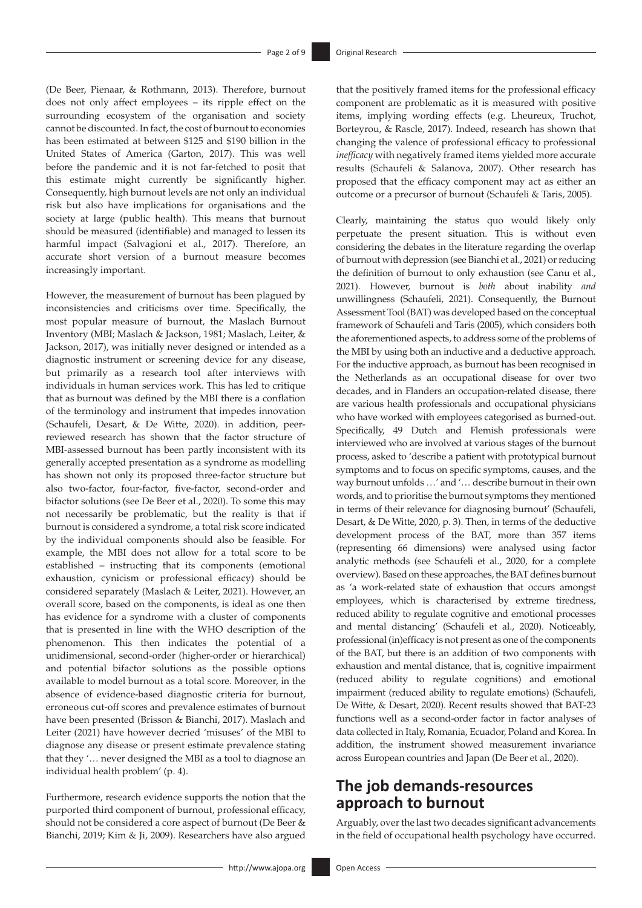(De Beer, Pienaar, & Rothmann, 2013). Therefore, burnout does not only affect employees – its ripple effect on the surrounding ecosystem of the organisation and society cannot be discounted. In fact, the cost of burnout to economies has been estimated at between $125 and $190 billion in the United States of America (Garton, 2017). This was well before the pandemic and it is not far-fetched to posit that this estimate might currently be significantly higher. Consequently, high burnout levels are not only an individual risk but also have implications for organisations and the society at large (public health). This means that burnout should be measured (identifiable) and managed to lessen its harmful impact (Salvagioni et al., 2017). Therefore, an accurate short version of a burnout measure becomes increasingly important.

However, the measurement of burnout has been plagued by inconsistencies and criticisms over time. Specifically, the most popular measure of burnout, the Maslach Burnout Inventory (MBI; Maslach & Jackson, 1981; Maslach, Leiter, & Jackson, 2017), was initially never designed or intended as a diagnostic instrument or screening device for any disease, but primarily as a research tool after interviews with individuals in human services work. This has led to critique that as burnout was defined by the MBI there is a conflation of the terminology and instrument that impedes innovation (Schaufeli, Desart, & De Witte, 2020). in addition, peer-reviewed research has shown that the factor structure of MBI-assessed burnout has been partly inconsistent with its generally accepted presentation as a syndrome as modelling has shown not only its proposed three-factor structure but also two-factor, four-factor, five-factor, second-order and bifactor solutions (see De Beer et al., 2020). To some this may not necessarily be problematic, but the reality is that if burnout is considered a syndrome, a total risk score indicated by the individual components should also be feasible. For example, the MBI does not allow for a total score to be established – instructing that its components (emotional exhaustion, cynicism or professional efficacy) should be considered separately (Maslach & Leiter, 2021). However, an overall score, based on the components, is ideal as one then has evidence for a syndrome with a cluster of components that is presented in line with the WHO description of the phenomenon. This then indicates the potential of a unidimensional, second-order (higher-order or hierarchical) and potential bifactor solutions as the possible options available to model burnout as a total score. Moreover, in the absence of evidence-based diagnostic criteria for burnout, erroneous cut-off scores and prevalence estimates of burnout have been presented (Brisson & Bianchi, 2017). Maslach and Leiter (2021) have however decried 'misuses' of the MBI to diagnose any disease or present estimate prevalence stating that they '… never designed the MBI as a tool to diagnose an individual health problem' (p. 4).

Furthermore, research evidence supports the notion that the purported third component of burnout, professional efficacy, should not be considered a core aspect of burnout (De Beer & Bianchi, 2019; Kim & Ji, 2009). Researchers have also argued that the positively framed items for the professional efficacy component are problematic as it is measured with positive items, implying wording effects (e.g. Lheureux, Truchot, Borteyrou, & Rascle, 2017). Indeed, research has shown that changing the valence of professional efficacy to professional *inefficacy* with negatively framed items yielded more accurate results (Schaufeli & Salanova, 2007). Other research has proposed that the efficacy component may act as either an outcome or a precursor of burnout (Schaufeli & Taris, 2005).

Clearly, maintaining the status quo would likely only perpetuate the present situation. This is without even considering the debates in the literature regarding the overlap of burnout with depression (see Bianchi et al., 2021) or reducing the definition of burnout to only exhaustion (see Canu et al., 2021). However, burnout is *both* about inability *and* unwillingness (Schaufeli, 2021). Consequently, the Burnout Assessment Tool (BAT) was developed based on the conceptual framework of Schaufeli and Taris (2005), which considers both the aforementioned aspects, to address some of the problems of the MBI by using both an inductive and a deductive approach. For the inductive approach, as burnout has been recognised in the Netherlands as an occupational disease for over two decades, and in Flanders an occupation-related disease, there are various health professionals and occupational physicians who have worked with employees categorised as burned-out. Specifically, 49 Dutch and Flemish professionals were interviewed who are involved at various stages of the burnout process, asked to 'describe a patient with prototypical burnout symptoms and to focus on specific symptoms, causes, and the way burnout unfolds …' and '… describe burnout in their own words, and to prioritise the burnout symptoms they mentioned in terms of their relevance for diagnosing burnout' (Schaufeli, Desart, & De Witte, 2020, p. 3). Then, in terms of the deductive development process of the BAT, more than 357 items (representing 66 dimensions) were analysed using factor analytic methods (see Schaufeli et al., 2020, for a complete overview). Based on these approaches, the BAT defines burnout as 'a work-related state of exhaustion that occurs amongst employees, which is characterised by extreme tiredness, reduced ability to regulate cognitive and emotional processes and mental distancing' (Schaufeli et al., 2020). Noticeably, professional (in)efficacy is not present as one of the components of the BAT, but there is an addition of two components with exhaustion and mental distance, that is, cognitive impairment (reduced ability to regulate cognitions) and emotional impairment (reduced ability to regulate emotions) (Schaufeli, De Witte, & Desart, 2020). Recent results showed that BAT-23 functions well as a second-order factor in factor analyses of data collected in Italy, Romania, Ecuador, Poland and Korea. In addition, the instrument showed measurement invariance across European countries and Japan (De Beer et al., 2020).

## The job demands-resources approach to burnout

Arguably, over the last two decades significant advancements in the field of occupational health psychology have occurred.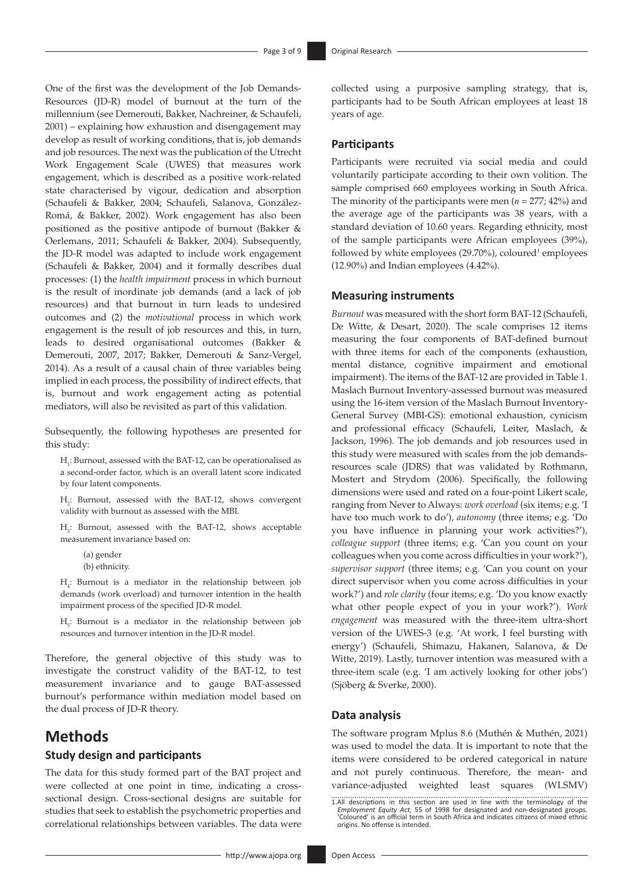One of the first was the development of the Job Demands-Resources (JD-R) model of burnout at the turn of the millennium (see Demerouti, Bakker, Nachreiner, & Schaufeli, 2001) – explaining how exhaustion and disengagement may develop as result of working conditions, that is, job demands and job resources. The next was the publication of the Utrecht Work Engagement Scale (UWES) that measures work engagement, which is described as a positive work-related state characterised by vigour, dedication and absorption (Schaufeli & Bakker, 2004; Schaufeli, Salanova, González-Romá, & Bakker, 2002). Work engagement has also been positioned as the positive antipode of burnout (Bakker & Oerlemans, 2011; Schaufeli & Bakker, 2004). Subsequently, the JD-R model was adapted to include work engagement (Schaufeli & Bakker, 2004) and it formally describes dual processes: (1) the *health impairment* process in which burnout is the result of inordinate job demands (and a lack of job resources) and that burnout in turn leads to undesired outcomes and (2) the *motivational* process in which work engagement is the result of job resources and this, in turn, leads to desired organisational outcomes (Bakker & Demerouti, 2007, 2017; Bakker, Demerouti & Sanz-Vergel, 2014). As a result of a causal chain of three variables being implied in each process, the possibility of indirect effects, that is, burnout and work engagement acting as potential mediators, will also be revisited as part of this validation.

Subsequently, the following hypotheses are presented for this study:

$H_1$: Burnout, assessed with the BAT-12, can be operationalised as a second-order factor, which is an overall latent score indicated by four latent components.

$H_2$: Burnout, assessed with the BAT-12, shows convergent validity with burnout as assessed with the MBI.

$H_3$: Burnout, assessed with the BAT-12, shows acceptable measurement invariance based on:

(a) gender
(b) ethnicity.

$H_4$: Burnout is a mediator in the relationship between job demands (work overload) and turnover intention in the health impairment process of the specified JD-R model.

$H_5$: Burnout is a mediator in the relationship between job resources and turnover intention in the JD-R model.

Therefore, the general objective of this study was to investigate the construct validity of the BAT-12, to test measurement invariance and to gauge BAT-assessed burnout's performance within mediation model based on the dual process of JD-R theory.

# Methods

## Study design and participants

The data for this study formed part of the BAT project and were collected at one point in time, indicating a cross-sectional design. Cross-sectional designs are suitable for studies that seek to establish the psychometric properties and correlational relationships between variables. The data were collected using a purposive sampling strategy, that is, participants had to be South African employees at least 18 years of age.

### Participants

Participants were recruited via social media and could voluntarily participate according to their own volition. The sample comprised 660 employees working in South Africa. The minority of the participants were men ($n$ = 277; 42%) and the average age of the participants was 38 years, with a standard deviation of 10.60 years. Regarding ethnicity, most of the sample participants were African employees (39%), followed by white employees (29.70%), coloured[1] employees (12.90%) and Indian employees (4.42%).

### Measuring instruments

*Burnout* was measured with the short form BAT-12 (Schaufeli, De Witte, & Desart, 2020). The scale comprises 12 items measuring the four components of BAT-defined burnout with three items for each of the components (exhaustion, mental distance, cognitive impairment and emotional impairment). The items of the BAT-12 are provided in Table 1. Maslach Burnout Inventory-assessed burnout was measured using the 16-item version of the Maslach Burnout Inventory-General Survey (MBI-GS): emotional exhaustion, cynicism and professional efficacy (Schaufeli, Leiter, Maslach, & Jackson, 1996). The job demands and job resources used in this study were measured with scales from the job demands-resources scale (JDRS) that was validated by Rothmann, Mostert and Strydom (2006). Specifically, the following dimensions were used and rated on a four-point Likert scale, ranging from Never to Always: *work overload* (six items; e.g. 'I have too much work to do'), *autonomy* (three items; e.g. 'Do you have influence in planning your work activities?'), *colleague support* (three items; e.g. 'Can you count on your colleagues when you come across difficulties in your work?'), *supervisor support* (three items; e.g. 'Can you count on your direct supervisor when you come across difficulties in your work?') and *role clarity* (four items; e.g. 'Do you know exactly what other people expect of you in your work?'). *Work engagement* was measured with the three-item ultra-short version of the UWES-3 (e.g. 'At work, I feel bursting with energy') (Schaufeli, Shimazu, Hakanen, Salanova, & De Witte, 2019). Lastly, turnover intention was measured with a three-item scale (e.g. 'I am actively looking for other jobs') (Sjöberg & Sverke, 2000).

### Data analysis

The software program Mplus 8.6 (Muthén & Muthén, 2021) was used to model the data. It is important to note that the items were considered to be ordered categorical in nature and not purely continuous. Therefore, the mean- and variance-adjusted weighted least squares (WLSMV)

1. All descriptions in this section are used in line with the terminology of the *Employment Equity Act*, 55 of 1998 for designated and non-designated groups. 'Coloured' is an official term in South Africa and indicates citizens of mixed ethnic origins. No offense is intended.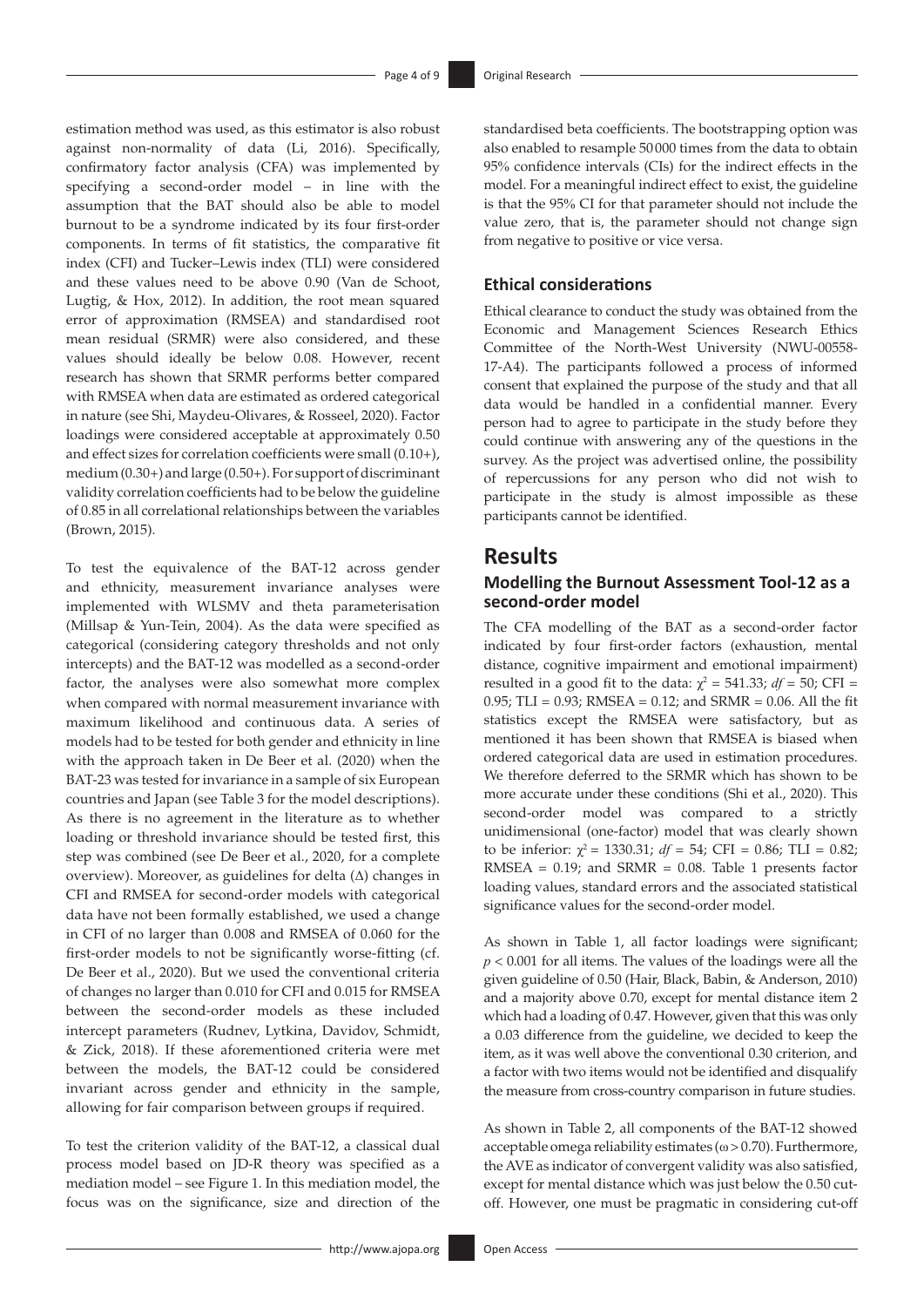estimation method was used, as this estimator is also robust against non-normality of data (Li, 2016). Specifically, confirmatory factor analysis (CFA) was implemented by specifying a second-order model – in line with the assumption that the BAT should also be able to model burnout to be a syndrome indicated by its four first-order components. In terms of fit statistics, the comparative fit index (CFI) and Tucker–Lewis index (TLI) were considered and these values need to be above 0.90 (Van de Schoot, Lugtig, & Hox, 2012). In addition, the root mean squared error of approximation (RMSEA) and standardised root mean residual (SRMR) were also considered, and these values should ideally be below 0.08. However, recent research has shown that SRMR performs better compared with RMSEA when data are estimated as ordered categorical in nature (see Shi, Maydeu-Olivares, & Rosseel, 2020). Factor loadings were considered acceptable at approximately 0.50 and effect sizes for correlation coefficients were small (0.10+), medium (0.30+) and large (0.50+). For support of discriminant validity correlation coefficients had to be below the guideline of 0.85 in all correlational relationships between the variables (Brown, 2015).

To test the equivalence of the BAT-12 across gender and ethnicity, measurement invariance analyses were implemented with WLSMV and theta parameterisation (Millsap & Yun-Tein, 2004). As the data were specified as categorical (considering category thresholds and not only intercepts) and the BAT-12 was modelled as a second-order factor, the analyses were also somewhat more complex when compared with normal measurement invariance with maximum likelihood and continuous data. A series of models had to be tested for both gender and ethnicity in line with the approach taken in De Beer et al. (2020) when the BAT-23 was tested for invariance in a sample of six European countries and Japan (see Table 3 for the model descriptions). As there is no agreement in the literature as to whether loading or threshold invariance should be tested first, this step was combined (see De Beer et al., 2020, for a complete overview). Moreover, as guidelines for delta (Δ) changes in CFI and RMSEA for second-order models with categorical data have not been formally established, we used a change in CFI of no larger than 0.008 and RMSEA of 0.060 for the first-order models to not be significantly worse-fitting (cf. De Beer et al., 2020). But we used the conventional criteria of changes no larger than 0.010 for CFI and 0.015 for RMSEA between the second-order models as these included intercept parameters (Rudnev, Lytkina, Davidov, Schmidt, & Zick, 2018). If these aforementioned criteria were met between the models, the BAT-12 could be considered invariant across gender and ethnicity in the sample, allowing for fair comparison between groups if required.

To test the criterion validity of the BAT-12, a classical dual process model based on JD-R theory was specified as a mediation model – see Figure 1. In this mediation model, the focus was on the significance, size and direction of the standardised beta coefficients. The bootstrapping option was also enabled to resample 50 000 times from the data to obtain 95% confidence intervals (CIs) for the indirect effects in the model. For a meaningful indirect effect to exist, the guideline is that the 95% CI for that parameter should not include the value zero, that is, the parameter should not change sign from negative to positive or vice versa.

### Ethical considerations

Ethical clearance to conduct the study was obtained from the Economic and Management Sciences Research Ethics Committee of the North-West University (NWU-00558-17-A4). The participants followed a process of informed consent that explained the purpose of the study and that all data would be handled in a confidential manner. Every person had to agree to participate in the study before they could continue with answering any of the questions in the survey. As the project was advertised online, the possibility of repercussions for any person who did not wish to participate in the study is almost impossible as these participants cannot be identified.

## Results

### Modelling the Burnout Assessment Tool-12 as a second-order model

The CFA modelling of the BAT as a second-order factor indicated by four first-order factors (exhaustion, mental distance, cognitive impairment and emotional impairment) resulted in a good fit to the data: $\chi^2 = 541.33$; $df = 50$; CFI = 0.95; TLI = 0.93; RMSEA = 0.12; and SRMR = 0.06. All the fit statistics except the RMSEA were satisfactory, but as mentioned it has been shown that RMSEA is biased when ordered categorical data are used in estimation procedures. We therefore deferred to the SRMR which has shown to be more accurate under these conditions (Shi et al., 2020). This second-order model was compared to a strictly unidimensional (one-factor) model that was clearly shown to be inferior: $\chi^2 = 1330.31$; $df = 54$; CFI = 0.86; TLI = 0.82; RMSEA = 0.19; and SRMR = 0.08. Table 1 presents factor loading values, standard errors and the associated statistical significance values for the second-order model.

As shown in Table 1, all factor loadings were significant; $p < 0.001$ for all items. The values of the loadings were all the given guideline of 0.50 (Hair, Black, Babin, & Anderson, 2010) and a majority above 0.70, except for mental distance item 2 which had a loading of 0.47. However, given that this was only a 0.03 difference from the guideline, we decided to keep the item, as it was well above the conventional 0.30 criterion, and a factor with two items would not be identified and disqualify the measure from cross-country comparison in future studies.

As shown in Table 2, all components of the BAT-12 showed acceptable omega reliability estimates ($\omega > 0.70$). Furthermore, the AVE as indicator of convergent validity was also satisfied, except for mental distance which was just below the 0.50 cut-off. However, one must be pragmatic in considering cut-off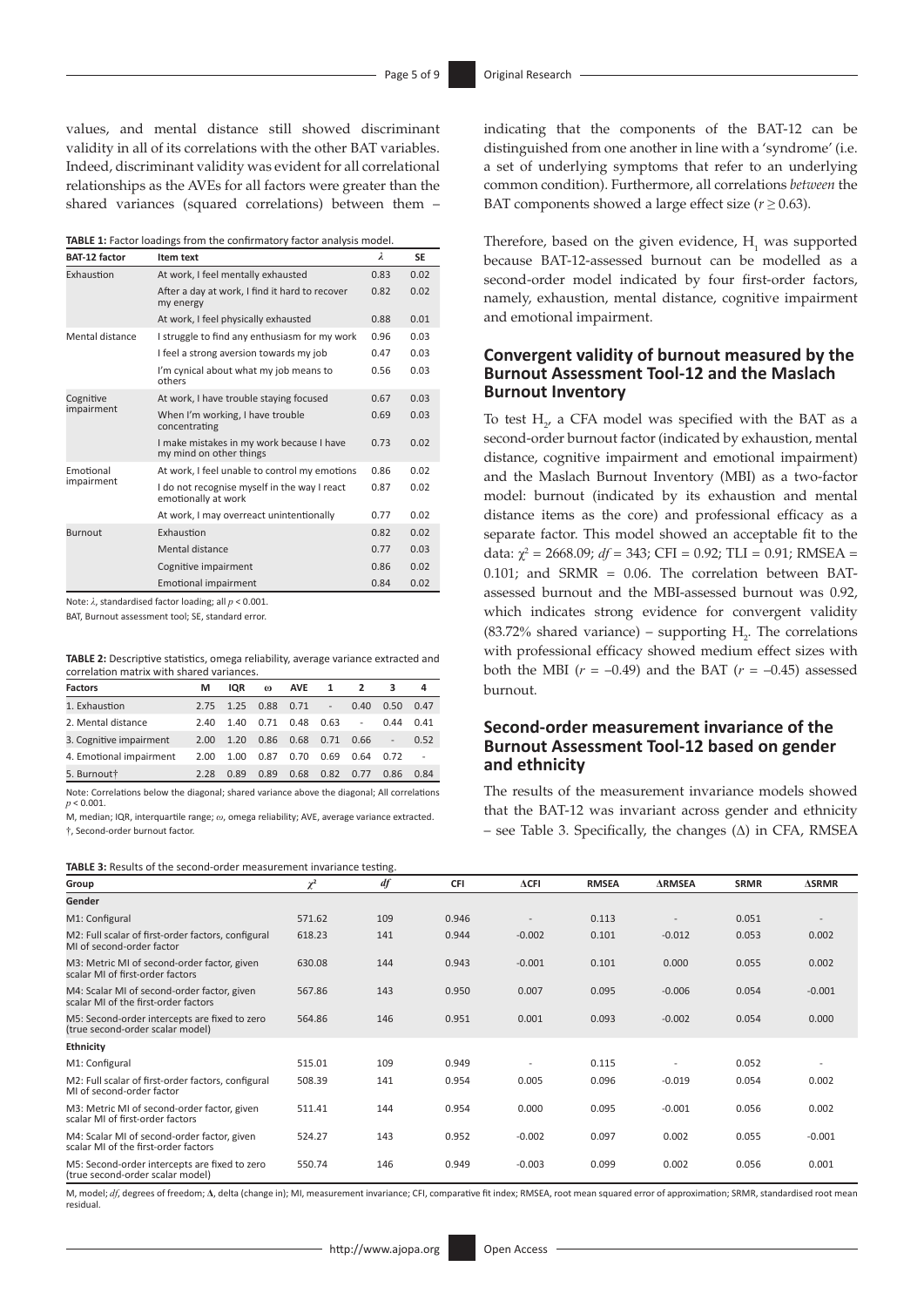values, and mental distance still showed discriminant validity in all of its correlations with the other BAT variables. Indeed, discriminant validity was evident for all correlational relationships as the AVEs for all factors were greater than the shared variances (squared correlations) between them – indicating that the components of the BAT-12 can be distinguished from one another in line with a 'syndrome' (i.e. a set of underlying symptoms that refer to an underlying common condition). Furthermore, all correlations *between* the BAT components showed a large effect size ($r \geq 0.63$).

**TABLE 1:** Factor loadings from the confirmatory factor analysis model.

| BAT-12 factor | Item text | $\lambda$ | SE |
|---|---|---|---|
| Exhaustion | At work, I feel mentally exhausted | 0.83 | 0.02 |
| | After a day at work, I find it hard to recover my energy | 0.82 | 0.02 |
| | At work, I feel physically exhausted | 0.88 | 0.01 |
| Mental distance | I struggle to find any enthusiasm for my work | 0.96 | 0.03 |
| | I feel a strong aversion towards my job | 0.47 | 0.03 |
| | I'm cynical about what my job means to others | 0.56 | 0.03 |
| Cognitive impairment | At work, I have trouble staying focused | 0.67 | 0.03 |
| | When I'm working, I have trouble concentrating | 0.69 | 0.03 |
| | I make mistakes in my work because I have my mind on other things | 0.73 | 0.02 |
| Emotional impairment | At work, I feel unable to control my emotions | 0.86 | 0.02 |
| | I do not recognise myself in the way I react emotionally at work | 0.87 | 0.02 |
| | At work, I may overreact unintentionally | 0.77 | 0.02 |
| Burnout | Exhaustion | 0.82 | 0.02 |
| | Mental distance | 0.77 | 0.03 |
| | Cognitive impairment | 0.86 | 0.02 |
| | Emotional impairment | 0.84 | 0.02 |

Note: $\lambda$, standardised factor loading; all $p < 0.001$.

BAT, Burnout assessment tool; SE, standard error.

**TABLE 2:** Descriptive statistics, omega reliability, average variance extracted and correlation matrix with shared variances.

| Factors | M | IQR | $\omega$ | AVE | 1 | 2 | 3 | 4 |
|---|---|---|---|---|---|---|---|---|
| 1. Exhaustion | 2.75 | 1.25 | 0.88 | 0.71 | - | 0.40 | 0.50 | 0.47 |
| 2. Mental distance | 2.40 | 1.40 | 0.71 | 0.48 | 0.63 | - | 0.44 | 0.41 |
| 3. Cognitive impairment | 2.00 | 1.20 | 0.86 | 0.68 | 0.71 | 0.66 | - | 0.52 |
| 4. Emotional impairment | 2.00 | 1.00 | 0.87 | 0.70 | 0.69 | 0.64 | 0.72 | - |
| 5. Burnout† | 2.28 | 0.89 | 0.89 | 0.68 | 0.82 | 0.77 | 0.86 | 0.84 |

Note: Correlations below the diagonal; shared variance above the diagonal; All correlations $p < 0.001$.

M, median; IQR, interquartile range; $\omega$, omega reliability; AVE, average variance extracted.

†, Second-order burnout factor.

Therefore, based on the given evidence, $H_1$ was supported because BAT-12-assessed burnout can be modelled as a second-order model indicated by four first-order factors, namely, exhaustion, mental distance, cognitive impairment and emotional impairment.

### Convergent validity of burnout measured by the Burnout Assessment Tool-12 and the Maslach Burnout Inventory

To test $H_2$, a CFA model was specified with the BAT as a second-order burnout factor (indicated by exhaustion, mental distance, cognitive impairment and emotional impairment) and the Maslach Burnout Inventory (MBI) as a two-factor model: burnout (indicated by its exhaustion and mental distance items as the core) and professional efficacy as a separate factor. This model showed an acceptable fit to the data: $\chi^2 = 2668.09$; $df = 343$; CFI = 0.92; TLI = 0.91; RMSEA = 0.101; and SRMR = 0.06. The correlation between BAT-assessed burnout and the MBI-assessed burnout was 0.92, which indicates strong evidence for convergent validity (83.72% shared variance) – supporting $H_2$. The correlations with professional efficacy showed medium effect sizes with both the MBI ($r = -0.49$) and the BAT ($r = -0.45$) assessed burnout.

### Second-order measurement invariance of the Burnout Assessment Tool-12 based on gender and ethnicity

The results of the measurement invariance models showed that the BAT-12 was invariant across gender and ethnicity – see Table 3. Specifically, the changes ($\Delta$) in CFA, RMSEA

**TABLE 3:** Results of the second-order measurement invariance testing.

| Group | $\chi^2$ | *df* | CFI | $\Delta$CFI | RMSEA | $\Delta$RMSEA | SRMR | $\Delta$SRMR |
|---|---|---|---|---|---|---|---|---|
| **Gender** | | | | | | | | |
| M1: Configural | 571.62 | 109 | 0.946 | - | 0.113 | - | 0.051 | - |
| M2: Full scalar of first-order factors, configural MI of second-order factor | 618.23 | 141 | 0.944 | -0.002 | 0.101 | -0.012 | 0.053 | 0.002 |
| M3: Metric MI of second-order factor, given scalar MI of first-order factors | 630.08 | 144 | 0.943 | -0.001 | 0.101 | 0.000 | 0.055 | 0.002 |
| M4: Scalar MI of second-order factor, given scalar MI of the first-order factors | 567.86 | 143 | 0.950 | 0.007 | 0.095 | -0.006 | 0.054 | -0.001 |
| M5: Second-order intercepts are fixed to zero (true second-order scalar model) | 564.86 | 146 | 0.951 | 0.001 | 0.093 | -0.002 | 0.054 | 0.000 |
| **Ethnicity** | | | | | | | | |
| M1: Configural | 515.01 | 109 | 0.949 | - | 0.115 | - | 0.052 | - |
| M2: Full scalar of first-order factors, configural MI of second-order factor | 508.39 | 141 | 0.954 | 0.005 | 0.096 | -0.019 | 0.054 | 0.002 |
| M3: Metric MI of second-order factor, given scalar MI of first-order factors | 511.41 | 144 | 0.954 | 0.000 | 0.095 | -0.001 | 0.056 | 0.002 |
| M4: Scalar MI of second-order factor, given scalar MI of the first-order factors | 524.27 | 143 | 0.952 | -0.002 | 0.097 | 0.002 | 0.055 | -0.001 |
| M5: Second-order intercepts are fixed to zero (true second-order scalar model) | 550.74 | 146 | 0.949 | -0.003 | 0.099 | 0.002 | 0.056 | 0.001 |

M, model; *df*, degrees of freedom; $\Delta$, delta (change in); MI, measurement invariance; CFI, comparative fit index; RMSEA, root mean squared error of approximation; SRMR, standardised root mean residual.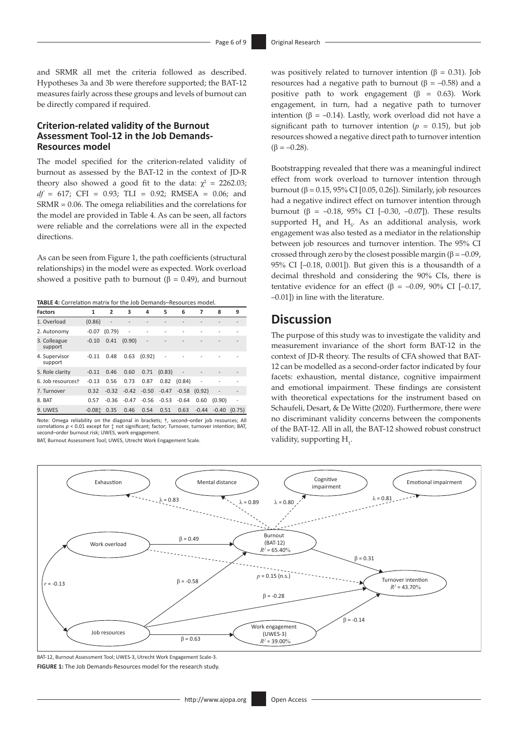and SRMR all met the criteria followed as described. Hypotheses 3a and 3b were therefore supported; the BAT-12 measures fairly across these groups and levels of burnout can be directly compared if required.

### Criterion-related validity of the Burnout Assessment Tool-12 in the Job Demands-Resources model

The model specified for the criterion-related validity of burnout as assessed by the BAT-12 in the context of JD-R theory also showed a good fit to the data: $\chi^2$ = 2262.03; *df* = 617; CFI = 0.93; TLI = 0.92; RMSEA = 0.06; and SRMR = 0.06. The omega reliabilities and the correlations for the model are provided in Table 4. As can be seen, all factors were reliable and the correlations were all in the expected directions.

As can be seen from Figure 1, the path coefficients (structural relationships) in the model were as expected. Work overload showed a positive path to burnout (β = 0.49), and burnout was positively related to turnover intention (β = 0.31). Job resources had a negative path to burnout (β = –0.58) and a positive path to work engagement (β = 0.63). Work engagement, in turn, had a negative path to turnover intention (β = –0.14). Lastly, work overload did not have a significant path to turnover intention ($p$ = 0.15), but job resources showed a negative direct path to turnover intention (β = –0.28).

**TABLE 4:** Correlation matrix for the Job Demands–Resources model.

| Factors | 1 | 2 | 3 | 4 | 5 | 6 | 7 | 8 | 9 |
|---|---|---|---|---|---|---|---|---|---|
| 1. Overload | (0.86) | - | - | - | - | - | - | - | - |
| 2. Autonomy | -0.07 | (0.79) | - | - | - | - | - | - | - |
| 3. Colleague support | -0.10 | 0.41 | (0.90) | - | - | - | - | - | - |
| 4. Supervisor support | -0.11 | 0.48 | 0.63 | (0.92) | - | - | - | - | - |
| 5. Role clarity | -0.11 | 0.46 | 0.60 | 0.71 | (0.83) | - | - | - | - |
| 6. Job resources† | -0.13 | 0.56 | 0.73 | 0.87 | 0.82 | (0.84) | - | - | - |
| 7. Turnover | 0.32 | -0.32 | -0.42 | -0.50 | -0.47 | -0.58 | (0.92) | - | - |
| 8. BAT | 0.57 | -0.36 | -0.47 | -0.56 | -0.53 | -0.64 | 0.60 | (0.90) | - |
| 9. UWES | -0.08‡ | 0.35 | 0.46 | 0.54 | 0.51 | 0.63 | -0.44 | -0.40 | (0.75) |

Note: Omega reliability on the diagonal in brackets; †, second–order job resources; All correlations $p$ < 0.01 except for ‡ not significant; factor; Turnover, turnover intention; BAT, second–order burnout risk; UWES, work engagement.

BAT, Burnout Assessment Tool; UWES, Utrecht Work Engagement Scale.

Bootstrapping revealed that there was a meaningful indirect effect from work overload to turnover intention through burnout (β = 0.15, 95% CI [0.05, 0.26]). Similarly, job resources had a negative indirect effect on turnover intention through burnout (β = –0.18, 95% CI [–0.30, –0.07]). These results supported $H_4$ and $H_5$. As an additional analysis, work engagement was also tested as a mediator in the relationship between job resources and turnover intention. The 95% CI crossed through zero by the closest possible margin (β = –0.09, 95% CI [–0.18, 0.001]). But given this is a thousandth of a decimal threshold and considering the 90% CIs, there is tentative evidence for an effect (β = –0.09, 90% CI [–0.17, –0.01]) in line with the literature.

## Discussion

The purpose of this study was to investigate the validity and measurement invariance of the short form BAT-12 in the context of JD-R theory. The results of CFA showed that BAT-12 can be modelled as a second-order factor indicated by four facets: exhaustion, mental distance, cognitive impairment and emotional impairment. These findings are consistent with theoretical expectations for the instrument based on Schaufeli, Desart, & De Witte (2020). Furthermore, there were no discriminant validity concerns between the components of the BAT-12. All in all, the BAT-12 showed robust construct validity, supporting $H_1$.

BAT-12, Burnout Assessment Tool; UWES-3, Utrecht Work Engagement Scale-3.

**FIGURE 1:** The Job Demands-Resources model for the research study.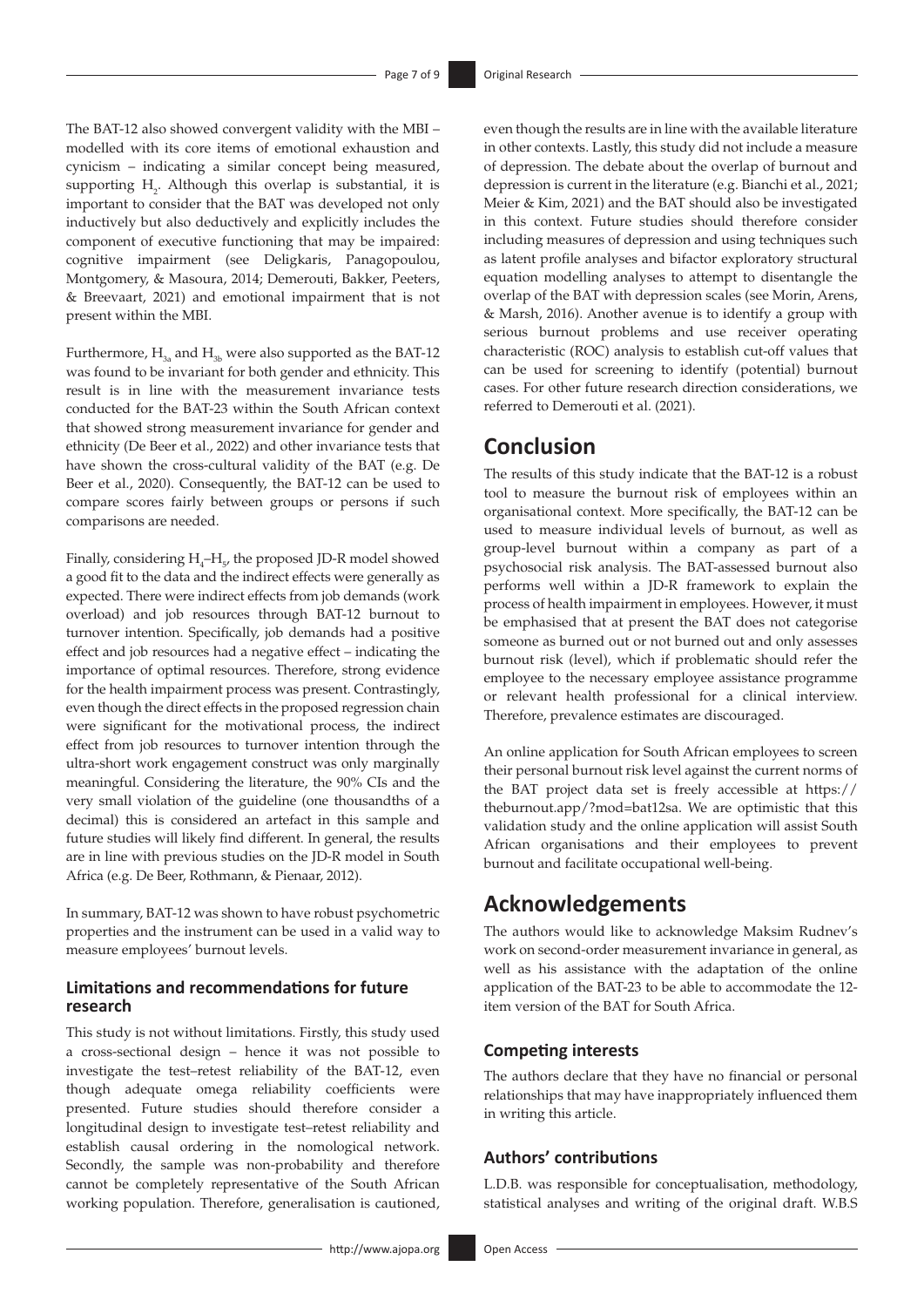The BAT-12 also showed convergent validity with the MBI – modelled with its core items of emotional exhaustion and cynicism – indicating a similar concept being measured, supporting $H_2$. Although this overlap is substantial, it is important to consider that the BAT was developed not only inductively but also deductively and explicitly includes the component of executive functioning that may be impaired: cognitive impairment (see Deligkaris, Panagopoulou, Montgomery, & Masoura, 2014; Demerouti, Bakker, Peeters, & Breevaart, 2021) and emotional impairment that is not present within the MBI.

Furthermore, $H_{3a}$ and $H_{3b}$ were also supported as the BAT-12 was found to be invariant for both gender and ethnicity. This result is in line with the measurement invariance tests conducted for the BAT-23 within the South African context that showed strong measurement invariance for gender and ethnicity (De Beer et al., 2022) and other invariance tests that have shown the cross-cultural validity of the BAT (e.g. De Beer et al., 2020). Consequently, the BAT-12 can be used to compare scores fairly between groups or persons if such comparisons are needed.

Finally, considering $H_4$–$H_5$, the proposed JD-R model showed a good fit to the data and the indirect effects were generally as expected. There were indirect effects from job demands (work overload) and job resources through BAT-12 burnout to turnover intention. Specifically, job demands had a positive effect and job resources had a negative effect – indicating the importance of optimal resources. Therefore, strong evidence for the health impairment process was present. Contrastingly, even though the direct effects in the proposed regression chain were significant for the motivational process, the indirect effect from job resources to turnover intention through the ultra-short work engagement construct was only marginally meaningful. Considering the literature, the 90% CIs and the very small violation of the guideline (one thousandths of a decimal) this is considered an artefact in this sample and future studies will likely find different. In general, the results are in line with previous studies on the JD-R model in South Africa (e.g. De Beer, Rothmann, & Pienaar, 2012).

In summary, BAT-12 was shown to have robust psychometric properties and the instrument can be used in a valid way to measure employees' burnout levels.

### Limitations and recommendations for future research

This study is not without limitations. Firstly, this study used a cross-sectional design – hence it was not possible to investigate the test–retest reliability of the BAT-12, even though adequate omega reliability coefficients were presented. Future studies should therefore consider a longitudinal design to investigate test–retest reliability and establish causal ordering in the nomological network. Secondly, the sample was non-probability and therefore cannot be completely representative of the South African working population. Therefore, generalisation is cautioned, even though the results are in line with the available literature in other contexts. Lastly, this study did not include a measure of depression. The debate about the overlap of burnout and depression is current in the literature (e.g. Bianchi et al., 2021; Meier & Kim, 2021) and the BAT should also be investigated in this context. Future studies should therefore consider including measures of depression and using techniques such as latent profile analyses and bifactor exploratory structural equation modelling analyses to attempt to disentangle the overlap of the BAT with depression scales (see Morin, Arens, & Marsh, 2016). Another avenue is to identify a group with serious burnout problems and use receiver operating characteristic (ROC) analysis to establish cut-off values that can be used for screening to identify (potential) burnout cases. For other future research direction considerations, we referred to Demerouti et al. (2021).

## Conclusion

The results of this study indicate that the BAT-12 is a robust tool to measure the burnout risk of employees within an organisational context. More specifically, the BAT-12 can be used to measure individual levels of burnout, as well as group-level burnout within a company as part of a psychosocial risk analysis. The BAT-assessed burnout also performs well within a JD-R framework to explain the process of health impairment in employees. However, it must be emphasised that at present the BAT does not categorise someone as burned out or not burned out and only assesses burnout risk (level), which if problematic should refer the employee to the necessary employee assistance programme or relevant health professional for a clinical interview. Therefore, prevalence estimates are discouraged.

An online application for South African employees to screen their personal burnout risk level against the current norms of the BAT project data set is freely accessible at https://theburnout.app/?mod=bat12sa. We are optimistic that this validation study and the online application will assist South African organisations and their employees to prevent burnout and facilitate occupational well-being.

## Acknowledgements

The authors would like to acknowledge Maksim Rudnev's work on second-order measurement invariance in general, as well as his assistance with the adaptation of the online application of the BAT-23 to be able to accommodate the 12-item version of the BAT for South Africa.

### Competing interests

The authors declare that they have no financial or personal relationships that may have inappropriately influenced them in writing this article.

### Authors' contributions

L.D.B. was responsible for conceptualisation, methodology, statistical analyses and writing of the original draft. W.B.S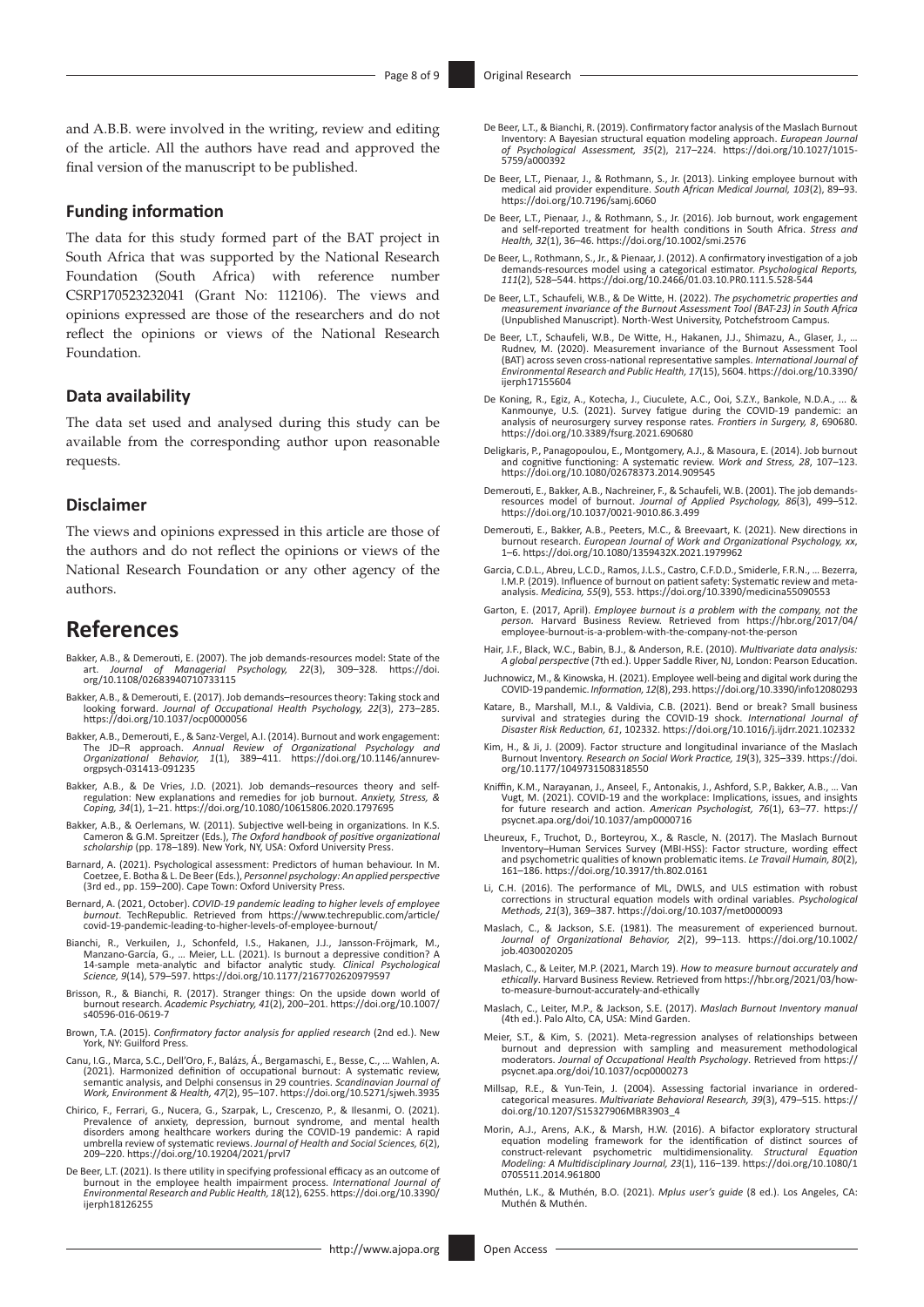and A.B.B. were involved in the writing, review and editing of the article. All the authors have read and approved the final version of the manuscript to be published.

### Funding information

The data for this study formed part of the BAT project in South Africa that was supported by the National Research Foundation (South Africa) with reference number CSRP170523232041 (Grant No: 112106). The views and opinions expressed are those of the researchers and do not reflect the opinions or views of the National Research Foundation.

### Data availability

The data set used and analysed during this study can be available from the corresponding author upon reasonable requests.

### Disclaimer

The views and opinions expressed in this article are those of the authors and do not reflect the opinions or views of the National Research Foundation or any other agency of the authors.

## References

Bakker, A.B., & Demerouti, E. (2007). The job demands-resources model: State of the art. *Journal of Managerial Psychology, 22*(3), 309–328. https://doi.org/10.1108/02683940710733115

Bakker, A.B., & Demerouti, E. (2017). Job demands–resources theory: Taking stock and looking forward. *Journal of Occupational Health Psychology, 22*(3), 273–285. https://doi.org/10.1037/ocp0000056

Bakker, A.B., Demerouti, E., & Sanz-Vergel, A.I. (2014). Burnout and work engagement: The JD–R approach. *Annual Review of Organizational Psychology and Organizational Behavior, 1*(1), 389–411. https://doi.org/10.1146/annurev-orgpsych-031413-091235

Bakker, A.B., & De Vries, J.D. (2021). Job demands–resources theory and self-regulation: New explanations and remedies for job burnout. *Anxiety, Stress, & Coping, 34*(1), 1–21. https://doi.org/10.1080/10615806.2020.1797695

Bakker, A.B., & Oerlemans, W. (2011). Subjective well-being in organizations. In K.S. Cameron & G.M. Spreitzer (Eds.), *The Oxford handbook of positive organizational scholarship* (pp. 178–189). New York, NY, USA: Oxford University Press.

Barnard, A. (2021). Psychological assessment: Predictors of human behaviour. In M. Coetzee, E. Botha & L. De Beer (Eds.), *Personnel psychology: An applied perspective* (3rd ed., pp. 159–200). Cape Town: Oxford University Press.

Bernard, A. (2021, October). *COVID-19 pandemic leading to higher levels of employee burnout*. TechRepublic. Retrieved from https://www.techrepublic.com/article/covid-19-pandemic-leading-to-higher-levels-of-employee-burnout/

Bianchi, R., Verkuilen, J., Schonfeld, I.S., Hakanen, J.J., Jansson-Fröjmark, M., Manzano-García, G., … Meier, L.L. (2021). Is burnout a depressive condition? A 14-sample meta-analytic and bifactor analytic study. *Clinical Psychological Science, 9*(14), 579–597. https://doi.org/10.1177/2167702620979597

Brisson, R., & Bianchi, R. (2017). Stranger things: On the upside down world of burnout research. *Academic Psychiatry, 41*(2), 200–201. https://doi.org/10.1007/s40596-016-0619-7

Brown, T.A. (2015). *Confirmatory factor analysis for applied research* (2nd ed.). New York, NY: Guilford Press.

Canu, I.G., Marca, S.C., Dell'Oro, F., Balázs, Á., Bergamaschi, E., Besse, C., … Wahlen, A. (2021). Harmonized definition of occupational burnout: A systematic review, semantic analysis, and Delphi consensus in 29 countries. *Scandinavian Journal of Work, Environment & Health, 47*(2), 95–107. https://doi.org/10.5271/sjweh.3935

Chirico, F., Ferrari, G., Nucera, G., Szarpak, L., Crescenzo, P., & Ilesanmi, O. (2021). Prevalence of anxiety, depression, burnout syndrome, and mental health disorders among healthcare workers during the COVID-19 pandemic: A rapid umbrella review of systematic reviews. *Journal of Health and Social Sciences, 6*(2), 209–220. https://doi.org/10.19204/2021/prvl7

De Beer, L.T. (2021). Is there utility in specifying professional efficacy as an outcome of burnout in the employee health impairment process. *International Journal of Environmental Research and Public Health, 18*(12), 6255. https://doi.org/10.3390/ijerph18126255

De Beer, L.T., & Bianchi, R. (2019). Confirmatory factor analysis of the Maslach Burnout Inventory: A Bayesian structural equation modeling approach. *European Journal of Psychological Assessment, 35*(2), 217–224. https://doi.org/10.1027/1015-5759/a000392

De Beer, L.T., Pienaar, J., & Rothmann, S., Jr. (2013). Linking employee burnout with medical aid provider expenditure. *South African Medical Journal, 103*(2), 89–93. https://doi.org/10.7196/samj.6060

De Beer, L.T., Pienaar, J., & Rothmann, S., Jr. (2016). Job burnout, work engagement and self-reported treatment for health conditions in South Africa. *Stress and Health, 32*(1), 36–46. https://doi.org/10.1002/smi.2576

De Beer, L., Rothmann, S., Jr., & Pienaar, J. (2012). A confirmatory investigation of a job demands-resources model using a categorical estimator. *Psychological Reports, 111*(2), 528–544. https://doi.org/10.2466/01.03.10.PR0.111.5.528-544

De Beer, L.T., Schaufeli, W.B., & De Witte, H. (2022). *The psychometric properties and measurement invariance of the Burnout Assessment Tool (BAT-23) in South Africa* (Unpublished Manuscript). North-West University, Potchefstroom Campus.

De Beer, L.T., Schaufeli, W.B., De Witte, H., Hakanen, J.J., Shimazu, A., Glaser, J., … Rudnev, M. (2020). Measurement invariance of the Burnout Assessment Tool (BAT) across seven cross-national representative samples. *International Journal of Environmental Research and Public Health, 17*(15), 5604. https://doi.org/10.3390/ijerph17155604

De Koning, R., Egiz, A., Kotecha, J., Ciuculete, A.C., Ooi, S.Z.Y., Bankole, N.D.A., … & Kanmounye, U.S. (2021). Survey fatigue during the COVID-19 pandemic: an analysis of neurosurgery survey response rates. *Frontiers in Surgery, 8*, 690680. https://doi.org/10.3389/fsurg.2021.690680

Deligkaris, P., Panagopoulou, E., Montgomery, A.J., & Masoura, E. (2014). Job burnout and cognitive functioning: A systematic review. *Work and Stress, 28*, 107–123. https://doi.org/10.1080/02678373.2014.909545

Demerouti, E., Bakker, A.B., Nachreiner, F., & Schaufeli, W.B. (2001). The job demands-resources model of burnout. *Journal of Applied Psychology, 86*(3), 499–512. https://doi.org/10.1037/0021-9010.86.3.499

Demerouti, E., Bakker, A.B., Peeters, M.C., & Breevaart, K. (2021). New directions in burnout research. *European Journal of Work and Organizational Psychology, xx*, 1–6. https://doi.org/10.1080/1359432X.2021.1979962

Garcia, C.D.L., Abreu, L.C.D., Ramos, J.L.S., Castro, C.F.D.D., Smiderle, F.R.N., … Bezerra, I.M.P. (2019). Influence of burnout on patient safety: Systematic review and meta-analysis. *Medicina, 55*(9), 553. https://doi.org/10.3390/medicina55090553

Garton, E. (2017, April). *Employee burnout is a problem with the company, not the person*. Harvard Business Review. Retrieved from https://hbr.org/2017/04/employee-burnout-is-a-problem-with-the-company-not-the-person

Hair, J.F., Black, W.C., Babin, B.J., & Anderson, R.E. (2010). *Multivariate data analysis: A global perspective* (7th ed.). Upper Saddle River, NJ, London: Pearson Education.

Juchnowicz, M., & Kinowska, H. (2021). Employee well-being and digital work during the COVID-19 pandemic. *Information, 12*(8), 293. https://doi.org/10.3390/info12080293

Katare, B., Marshall, M.I., & Valdivia, C.B. (2021). Bend or break? Small business survival and strategies during the COVID-19 shock. *International Journal of Disaster Risk Reduction, 61*, 102332. https://doi.org/10.1016/j.ijdrr.2021.102332

Kim, H., & Ji, J. (2009). Factor structure and longitudinal invariance of the Maslach Burnout Inventory. *Research on Social Work Practice, 19*(3), 325–339. https://doi.org/10.1177/1049731508318550

Kniffin, K.M., Narayanan, J., Anseel, F., Antonakis, J., Ashford, S.P., Bakker, A.B., … Van Vugt, M. (2021). COVID-19 and the workplace: Implications, issues, and insights for future research and action. *American Psychologist, 76*(1), 63–77. https://psycnet.apa.org/doi/10.1037/amp0000716

Lheureux, F., Truchot, D., Borteyrou, X., & Rascle, N. (2017). The Maslach Burnout Inventory–Human Services Survey (MBI-HSS): Factor structure, wording effect and psychometric qualities of known problematic items. *Le Travail Humain, 80*(2), 161–186. https://doi.org/10.3917/th.802.0161

Li, C.H. (2016). The performance of ML, DWLS, and ULS estimation with robust corrections in structural equation models with ordinal variables. *Psychological Methods, 21*(3), 369–387. https://doi.org/10.1037/met0000093

Maslach, C., & Jackson, S.E. (1981). The measurement of experienced burnout. *Journal of Organizational Behavior, 2*(2), 99–113. https://doi.org/10.1002/job.4030020205

Maslach, C., & Leiter, M.P. (2021, March 19). *How to measure burnout accurately and ethically*. Harvard Business Review. Retrieved from https://hbr.org/2021/03/how-to-measure-burnout-accurately-and-ethically

Maslach, C., Leiter, M.P., & Jackson, S.E. (2017). *Maslach Burnout Inventory manual* (4th ed.). Palo Alto, CA, USA: Mind Garden.

Meier, S.T., & Kim, S. (2021). Meta-regression analyses of relationships between burnout and depression with sampling and measurement methodological moderators. *Journal of Occupational Health Psychology*. Retrieved from https://psycnet.apa.org/doi/10.1037/ocp0000273

Millsap, R.E., & Yun-Tein, J. (2004). Assessing factorial invariance in ordered-categorical measures. *Multivariate Behavioral Research, 39*(3), 479–515. https://doi.org/10.1207/S15327906MBR3903_4

Morin, A.J., Arens, A.K., & Marsh, H.W. (2016). A bifactor exploratory structural equation modeling framework for the identification of distinct sources of construct-relevant psychometric multidimensionality. *Structural Equation Modeling: A Multidisciplinary Journal, 23*(1), 116–139. https://doi.org/10.1080/10705511.2014.961800

Muthén, L.K., & Muthén, B.O. (2021). *Mplus user's guide* (8 ed.). Los Angeles, CA: Muthén & Muthén.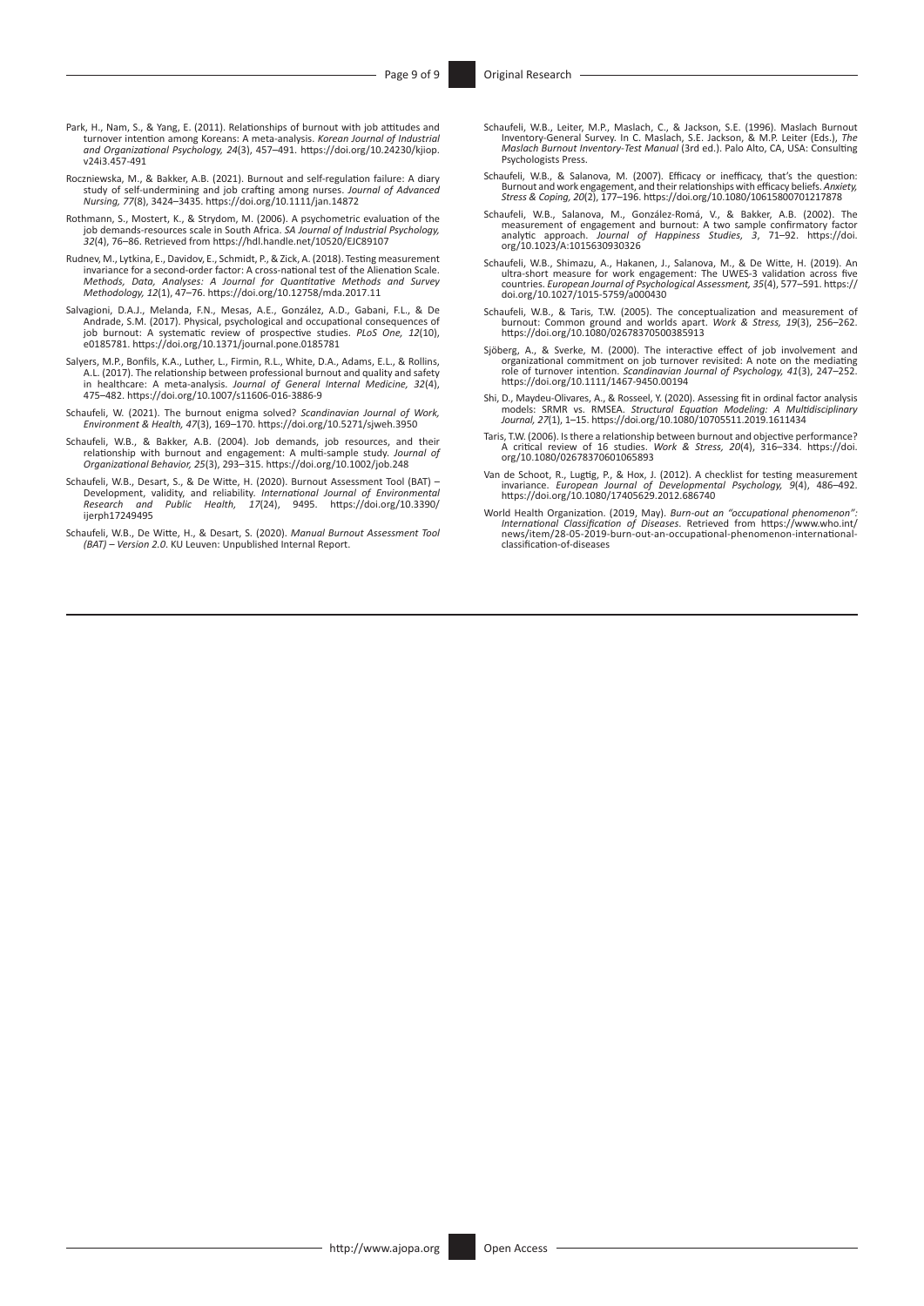Park, H., Nam, S., & Yang, E. (2011). Relationships of burnout with job attitudes and turnover intention among Koreans: A meta-analysis. *Korean Journal of Industrial and Organizational Psychology, 24*(3), 457–491. https://doi.org/10.24230/kjiop.v24i3.457-491

Roczniewska, M., & Bakker, A.B. (2021). Burnout and self-regulation failure: A diary study of self-undermining and job crafting among nurses. *Journal of Advanced Nursing, 77*(8), 3424–3435. https://doi.org/10.1111/jan.14872

Rothmann, S., Mostert, K., & Strydom, M. (2006). A psychometric evaluation of the job demands-resources scale in South Africa. *SA Journal of Industrial Psychology, 32*(4), 76–86. Retrieved from https://hdl.handle.net/10520/EJC89107

Rudnev, M., Lytkina, E., Davidov, E., Schmidt, P., & Zick, A. (2018). Testing measurement invariance for a second-order factor: A cross-national test of the Alienation Scale. *Methods, Data, Analyses: A Journal for Quantitative Methods and Survey Methodology, 12*(1), 47–76. https://doi.org/10.12758/mda.2017.11

Salvagioni, D.A.J., Melanda, F.N., Mesas, A.E., González, A.D., Gabani, F.L., & De Andrade, S.M. (2017). Physical, psychological and occupational consequences of job burnout: A systematic review of prospective studies. *PLoS One, 12*(10), e0185781. https://doi.org/10.1371/journal.pone.0185781

Salyers, M.P., Bonfils, K.A., Luther, L., Firmin, R.L., White, D.A., Adams, E.L., & Rollins, A.L. (2017). The relationship between professional burnout and quality and safety in healthcare: A meta-analysis. *Journal of General Internal Medicine, 32*(4), 475–482. https://doi.org/10.1007/s11606-016-3886-9

Schaufeli, W. (2021). The burnout enigma solved? *Scandinavian Journal of Work, Environment & Health, 47*(3), 169–170. https://doi.org/10.5271/sjweh.3950

Schaufeli, W.B., & Bakker, A.B. (2004). Job demands, job resources, and their relationship with burnout and engagement: A multi-sample study. *Journal of Organizational Behavior, 25*(3), 293–315. https://doi.org/10.1002/job.248

Schaufeli, W.B., Desart, S., & De Witte, H. (2020). Burnout Assessment Tool (BAT) – Development, validity, and reliability. *International Journal of Environmental Research and Public Health, 17*(24), 9495. https://doi.org/10.3390/ijerph17249495

Schaufeli, W.B., De Witte, H., & Desart, S. (2020). *Manual Burnout Assessment Tool (BAT) – Version 2.0*. KU Leuven: Unpublished Internal Report.

Schaufeli, W.B., Leiter, M.P., Maslach, C., & Jackson, S.E. (1996). Maslach Burnout Inventory-General Survey. In C. Maslach, S.E. Jackson, & M.P. Leiter (Eds.), *The Maslach Burnout Inventory-Test Manual* (3rd ed.). Palo Alto, CA, USA: Consulting Psychologists Press.

Schaufeli, W.B., & Salanova, M. (2007). Efficacy or inefficacy, that's the question: Burnout and work engagement, and their relationships with efficacy beliefs. *Anxiety, Stress & Coping, 20*(2), 177–196. https://doi.org/10.1080/10615800701217878

Schaufeli, W.B., Salanova, M., González-Romá, V., & Bakker, A.B. (2002). The measurement of engagement and burnout: A two sample confirmatory factor analytic approach. *Journal of Happiness Studies, 3*, 71–92. https://doi.org/10.1023/A:1015630930326

Schaufeli, W.B., Shimazu, A., Hakanen, J., Salanova, M., & De Witte, H. (2019). An ultra-short measure for work engagement: The UWES-3 validation across five countries. *European Journal of Psychological Assessment, 35*(4), 577–591. https://doi.org/10.1027/1015-5759/a000430

Schaufeli, W.B., & Taris, T.W. (2005). The conceptualization and measurement of burnout: Common ground and worlds apart. *Work & Stress, 19*(3), 256–262. https://doi.org/10.1080/02678370500385913

Sjöberg, A., & Sverke, M. (2000). The interactive effect of job involvement and organizational commitment on job turnover revisited: A note on the mediating role of turnover intention. *Scandinavian Journal of Psychology, 41*(3), 247–252. https://doi.org/10.1111/1467-9450.00194

Shi, D., Maydeu-Olivares, A., & Rosseel, Y. (2020). Assessing fit in ordinal factor analysis models: SRMR vs. RMSEA. *Structural Equation Modeling: A Multidisciplinary Journal, 27*(1), 1–15. https://doi.org/10.1080/10705511.2019.1611434

Taris, T.W. (2006). Is there a relationship between burnout and objective performance? A critical review of 16 studies. *Work & Stress, 20*(4), 316–334. https://doi.org/10.1080/02678370601065893

Van de Schoot, R., Lugtig, P., & Hox, J. (2012). A checklist for testing measurement invariance. *European Journal of Developmental Psychology, 9*(4), 486–492. https://doi.org/10.1080/17405629.2012.686740

World Health Organization. (2019, May). *Burn-out an "occupational phenomenon": International Classification of Diseases*. Retrieved from https://www.who.int/news/item/28-05-2019-burn-out-an-occupational-phenomenon-international-classification-of-diseases